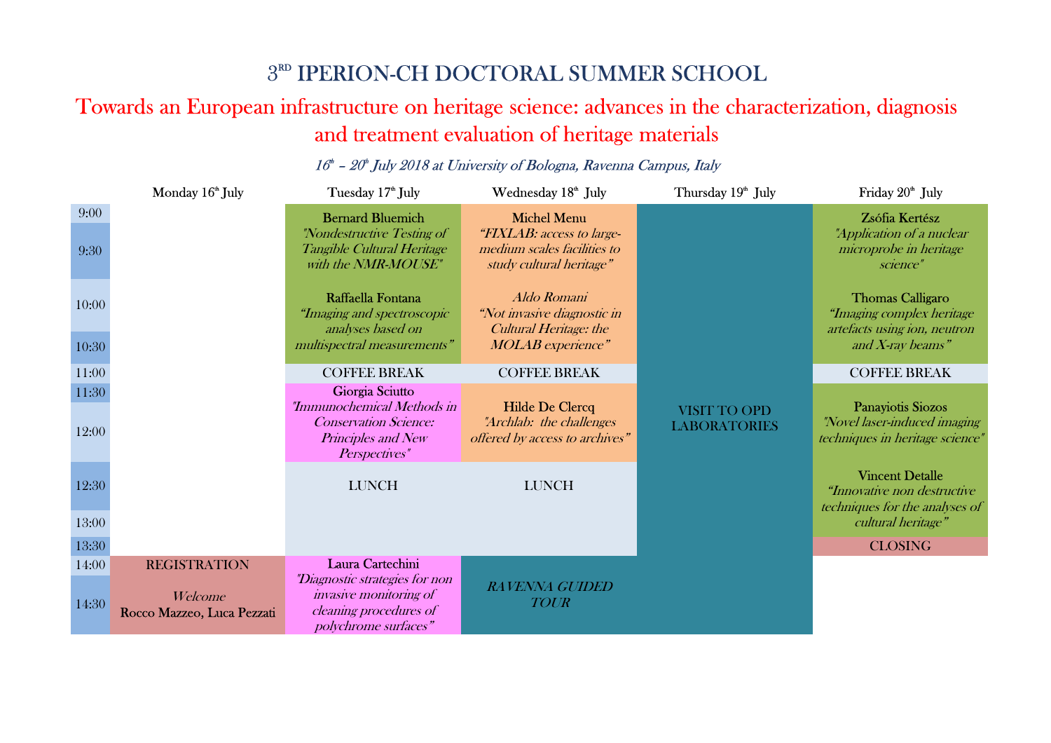# 3[RD] IPERION-CH DOCTORAL SUMMER SCHOOL

## Towards an European infrastructure on heritage science: advances in the characterization, diagnosis and treatment evaluation of heritage materials

*16[th] – 20[th] July 2018 at University of Bologna, Ravenna Campus, Italy*

| | Monday 16[th] July | Tuesday 17[th] July | Wednesday 18[th] July | Thursday 19[th] July | Friday 20[th] July |
|---|---|---|---|---|---|
| 9:00 – 10:30 | | Bernard Bluemich *"Nondestructive Testing of Tangible Cultural Heritage with the NMR-MOUSE"*<br>Raffaella Fontana *"Imaging and spectroscopic analyses based on multispectral measurements"* | Michel Menu *"FIXLAB: access to large-medium scales facilities to study cultural heritage"*<br>*Aldo Romani* *"Not invasive diagnostic in Cultural Heritage: the MOLAB experience"* | VISIT TO OPD LABORATORIES | Zsófia Kertész *"Application of a nuclear microprobe in heritage science"*<br>Thomas Calligaro *"Imaging complex heritage artefacts using ion, neutron and X-ray beams"* |
| 11:00 | | COFFEE BREAK | COFFEE BREAK | | COFFEE BREAK |
| 11:30 – 12:00 | | Giorgia Sciutto *"Immunochemical Methods in Conservation Science: Principles and New Perspectives"* | Hilde De Clercq *"Archlab: the challenges offered by access to archives"* | | Panayiotis Siozos *"Novel laser-induced imaging techniques in heritage science"* |
| 12:30 – 13:00 | | LUNCH | LUNCH | | Vincent Detalle *"Innovative non destructive techniques for the analyses of cultural heritage"* |
| 13:30 | | | | | CLOSING |
| 14:00 – 14:30 | REGISTRATION<br>*Welcome*<br>Rocco Mazzeo, Luca Pezzati | Laura Cartechini *"Diagnostic strategies for non invasive monitoring of cleaning procedures of polychrome surfaces"* | *RAVENNA GUIDED TOUR* | | |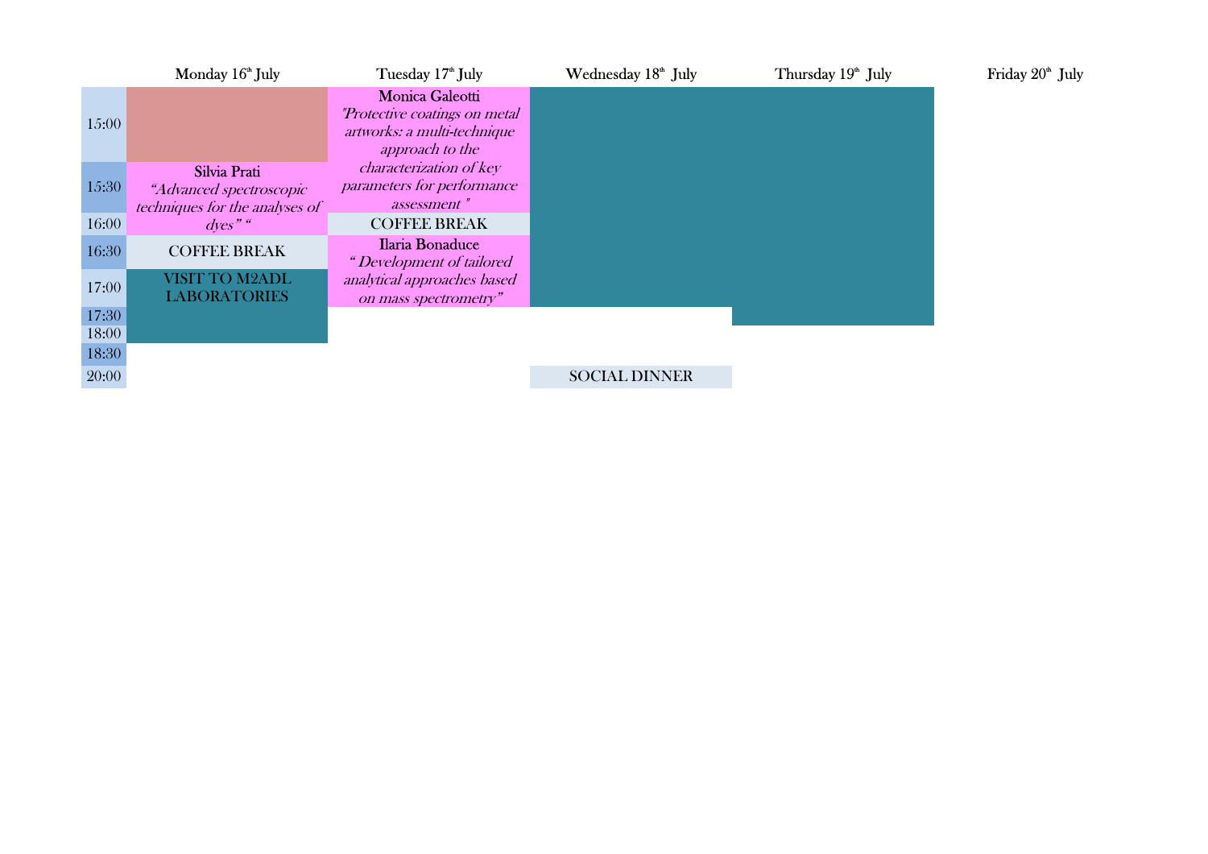| | Monday 16th July | Tuesday 17th July | Wednesday 18th July | Thursday 19th July | Friday 20th July |
|---|---|---|---|---|---|
| 15:00 | | **Monica Galeotti** *"Protective coatings on metal artworks: a multi-technique approach to the characterization of key parameters for performance assessment "* | | | |
| 15:30 | **Silvia Prati** *"Advanced spectroscopic techniques for the analyses of dyes" "* | | | | |
| 16:00 | | COFFEE BREAK | | | |
| 16:30 | COFFEE BREAK | **Ilaria Bonaduce** *" Development of tailored analytical approaches based on mass spectrometry"* | | | |
| 17:00 | VISIT TO M2ADL LABORATORIES | | | | |
| 17:30 | | | | | |
| 18:00 | | | | | |
| 18:30 | | | | | |
| 20:00 | | | SOCIAL DINNER | | |